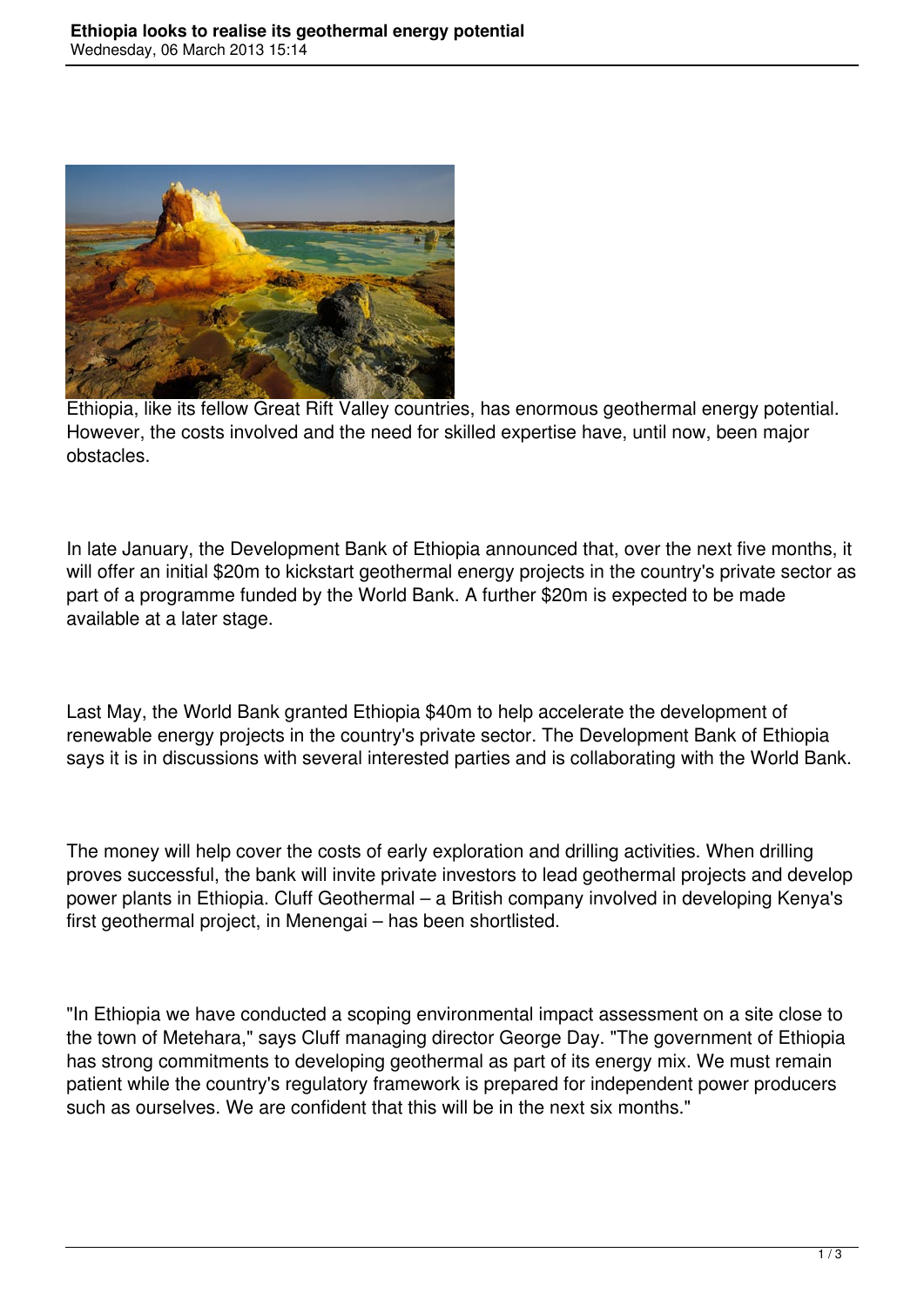Ethiopia, like its fellow Great Rift Valley countries, has enormous geothermal energy potential. However, the costs involved and the need for skilled expertise have, until now, been major obstacles.

In late January, the Development Bank of Ethiopia announced that, over the next five months, it will offer an initial $20m to kickstart geothermal energy projects in the country's private sector as part of a programme funded by the World Bank. A further $20m is expected to be made available at a later stage.

Last May, the World Bank granted Ethiopia $40m to help accelerate the development of renewable energy projects in the country's private sector. The Development Bank of Ethiopia says it is in discussions with several interested parties and is collaborating with the World Bank.

The money will help cover the costs of early exploration and drilling activities. When drilling proves successful, the bank will invite private investors to lead geothermal projects and develop power plants in Ethiopia. Cluff Geothermal – a British company involved in developing Kenya's first geothermal project, in Menengai – has been shortlisted.

"In Ethiopia we have conducted a scoping environmental impact assessment on a site close to the town of Metehara," says Cluff managing director George Day. "The government of Ethiopia has strong commitments to developing geothermal as part of its energy mix. We must remain patient while the country's regulatory framework is prepared for independent power producers such as ourselves. We are confident that this will be in the next six months."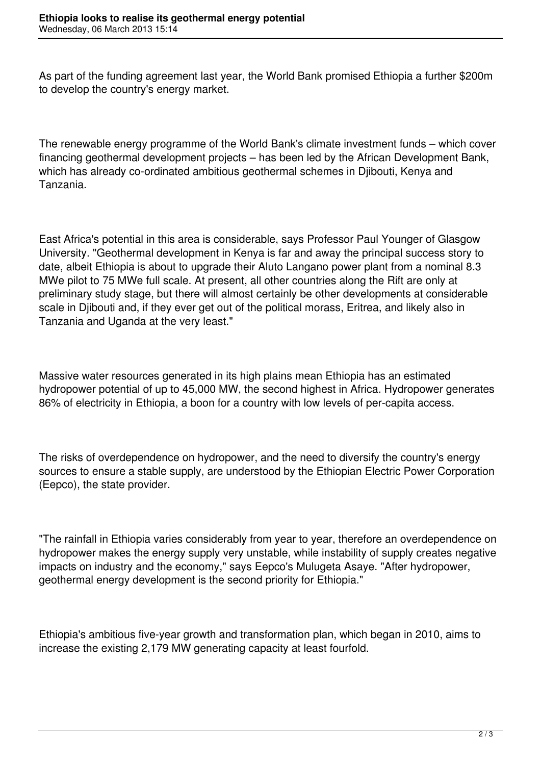As part of the funding agreement last year, the World Bank promised Ethiopia a further $200m to develop the country's energy market.

The renewable energy programme of the World Bank's climate investment funds – which cover financing geothermal development projects – has been led by the African Development Bank, which has already co-ordinated ambitious geothermal schemes in Djibouti, Kenya and Tanzania.

East Africa's potential in this area is considerable, says Professor Paul Younger of Glasgow University. "Geothermal development in Kenya is far and away the principal success story to date, albeit Ethiopia is about to upgrade their Aluto Langano power plant from a nominal 8.3 MWe pilot to 75 MWe full scale. At present, all other countries along the Rift are only at preliminary study stage, but there will almost certainly be other developments at considerable scale in Djibouti and, if they ever get out of the political morass, Eritrea, and likely also in Tanzania and Uganda at the very least."

Massive water resources generated in its high plains mean Ethiopia has an estimated hydropower potential of up to 45,000 MW, the second highest in Africa. Hydropower generates 86% of electricity in Ethiopia, a boon for a country with low levels of per-capita access.

The risks of overdependence on hydropower, and the need to diversify the country's energy sources to ensure a stable supply, are understood by the Ethiopian Electric Power Corporation (Eepco), the state provider.

"The rainfall in Ethiopia varies considerably from year to year, therefore an overdependence on hydropower makes the energy supply very unstable, while instability of supply creates negative impacts on industry and the economy," says Eepco's Mulugeta Asaye. "After hydropower, geothermal energy development is the second priority for Ethiopia."

Ethiopia's ambitious five-year growth and transformation plan, which began in 2010, aims to increase the existing 2,179 MW generating capacity at least fourfold.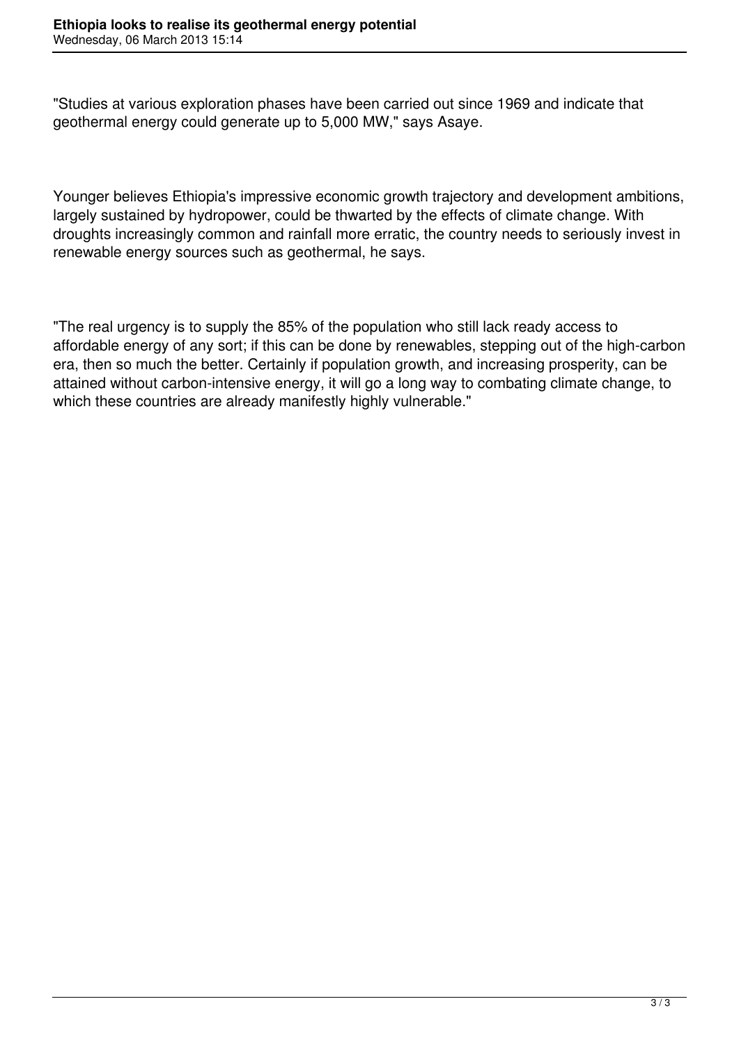"Studies at various exploration phases have been carried out since 1969 and indicate that geothermal energy could generate up to 5,000 MW," says Asaye.

Younger believes Ethiopia's impressive economic growth trajectory and development ambitions, largely sustained by hydropower, could be thwarted by the effects of climate change. With droughts increasingly common and rainfall more erratic, the country needs to seriously invest in renewable energy sources such as geothermal, he says.

"The real urgency is to supply the 85% of the population who still lack ready access to affordable energy of any sort; if this can be done by renewables, stepping out of the high-carbon era, then so much the better. Certainly if population growth, and increasing prosperity, can be attained without carbon-intensive energy, it will go a long way to combating climate change, to which these countries are already manifestly highly vulnerable."